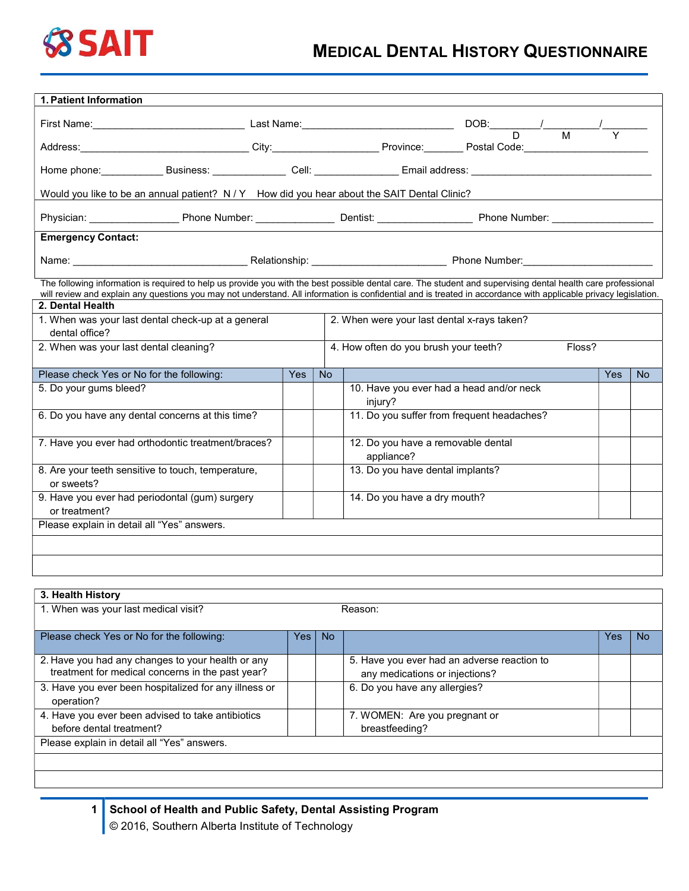# SAIT

# MEDICAL DENTAL HISTORY QUESTIONNAIRE

## 1. Patient Information

First Name:\_\_\_\_\_\_\_\_\_\_\_\_\_\_\_\_\_\_\_\_\_\_\_\_\_\_ Last Name:\_\_\_\_\_\_\_\_\_\_\_\_\_\_\_\_\_\_\_\_\_\_\_\_\_\_ DOB:\_\_\_\_\_\_\_\_/\_\_\_\_\_\_\_\_\_\_/\_\_\_\_\_\_\_\_
D M Y

Address:\_\_\_\_\_\_\_\_\_\_\_\_\_\_\_\_\_\_\_\_\_\_\_\_\_\_\_\_\_\_ City:\_\_\_\_\_\_\_\_\_\_\_\_\_\_\_\_\_\_\_ Province:\_\_\_\_\_\_\_ Postal Code:\_\_\_\_\_\_\_\_\_\_\_\_\_\_\_\_\_\_\_\_\_\_

Home phone:\_\_\_\_\_\_\_\_\_\_\_ Business: \_\_\_\_\_\_\_\_\_\_\_\_\_ Cell: \_\_\_\_\_\_\_\_\_\_\_\_\_\_\_ Email address: \_\_\_\_\_\_\_\_\_\_\_\_\_\_\_\_\_\_\_\_\_\_\_\_\_\_\_\_\_\_\_\_\_

Would you like to be an annual patient? N / Y How did you hear about the SAIT Dental Clinic?

Physician: \_\_\_\_\_\_\_\_\_\_\_\_\_\_\_\_ Phone Number: \_\_\_\_\_\_\_\_\_\_\_\_\_\_ Dentist: \_\_\_\_\_\_\_\_\_\_\_\_\_\_\_\_\_ Phone Number: \_\_\_\_\_\_\_\_\_\_\_\_\_\_\_\_\_\_

**Emergency Contact:**

Name: \_\_\_\_\_\_\_\_\_\_\_\_\_\_\_\_\_\_\_\_\_\_\_\_\_\_\_\_\_\_\_ Relationship: \_\_\_\_\_\_\_\_\_\_\_\_\_\_\_\_\_\_\_\_\_\_\_\_ Phone Number:\_\_\_\_\_\_\_\_\_\_\_\_\_\_\_\_\_\_\_\_\_\_\_

The following information is required to help us provide you with the best possible dental care. The student and supervising dental health care professional will review and explain any questions you may not understand. All information is confidential and is treated in accordance with applicable privacy legislation.

## 2. Dental Health

| | |
|---|---|
| 1. When was your last dental check-up at a general dental office? | 2. When were your last dental x-rays taken? |
| 2. When was your last dental cleaning? | 4. How often do you brush your teeth? Floss? |

| Please check Yes or No for the following: | Yes | No | | Yes | No |
|---|---|---|---|---|---|
| 5. Do your gums bleed? | | | 10. Have you ever had a head and/or neck injury? | | |
| 6. Do you have any dental concerns at this time? | | | 11. Do you suffer from frequent headaches? | | |
| 7. Have you ever had orthodontic treatment/braces? | | | 12. Do you have a removable dental appliance? | | |
| 8. Are your teeth sensitive to touch, temperature, or sweets? | | | 13. Do you have dental implants? | | |
| 9. Have you ever had periodontal (gum) surgery or treatment? | | | 14. Do you have a dry mouth? | | |

Please explain in detail all "Yes" answers.

## 3. Health History

1. When was your last medical visit? Reason:

| Please check Yes or No for the following: | Yes | No | | Yes | No |
|---|---|---|---|---|---|
| 2. Have you had any changes to your health or any treatment for medical concerns in the past year? | | | 5. Have you ever had an adverse reaction to any medications or injections? | | |
| 3. Have you ever been hospitalized for any illness or operation? | | | 6. Do you have any allergies? | | |
| 4. Have you ever been advised to take antibiotics before dental treatment? | | | 7. WOMEN: Are you pregnant or breastfeeding? | | |

Please explain in detail all "Yes" answers.

**School of Health and Public Safety, Dental Assisting Program**
© 2016, Southern Alberta Institute of Technology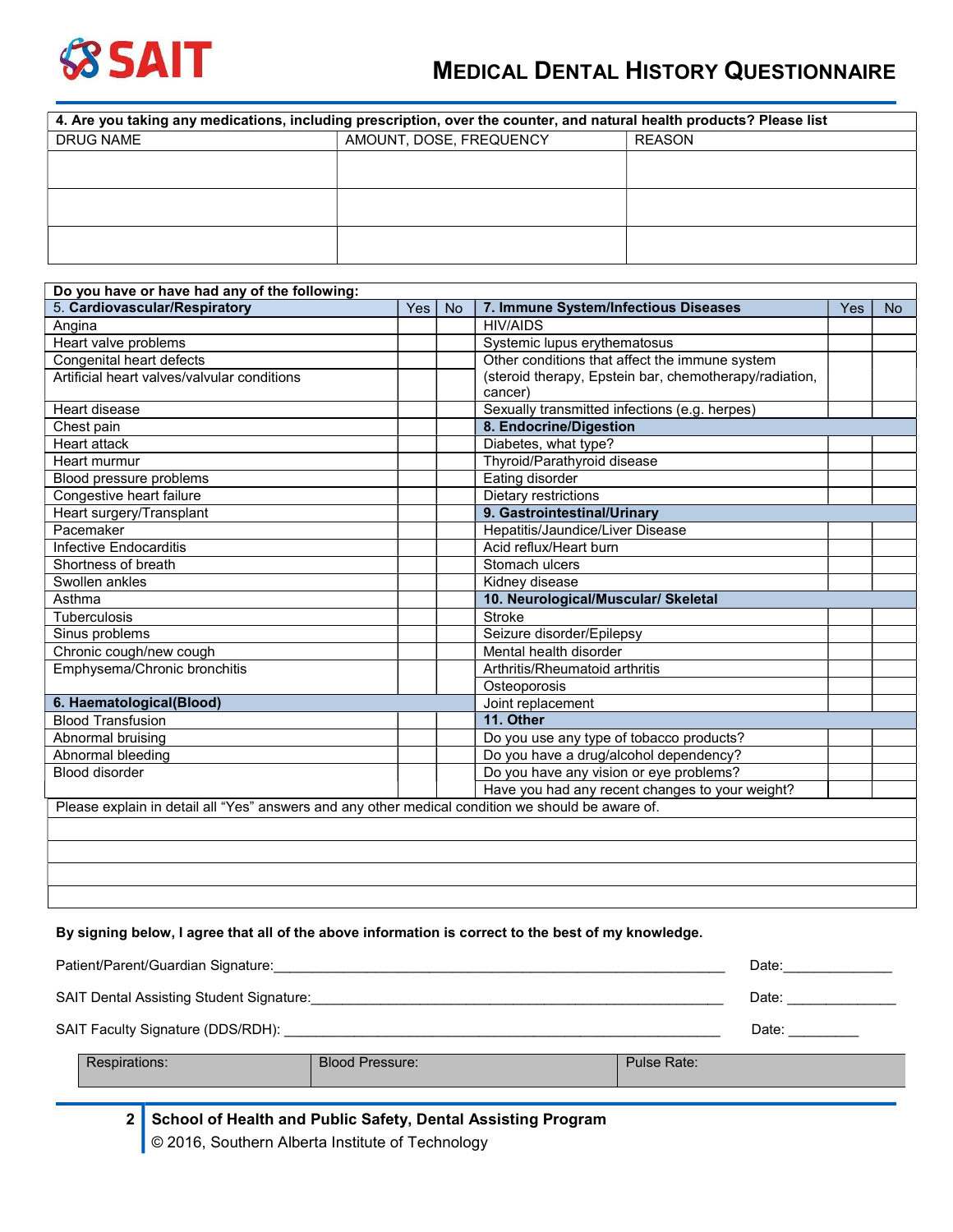# MEDICAL DENTAL HISTORY QUESTIONNAIRE

| 4. Are you taking any medications, including prescription, over the counter, and natural health products? Please list | | |
|---|---|---|
| DRUG NAME | AMOUNT, DOSE, FREQUENCY | REASON |
| | | |
| | | |
| | | |

**Do you have or have had any of the following:**

| 5. Cardiovascular/Respiratory | Yes | No | 7. Immune System/Infectious Diseases | Yes | No |
|---|---|---|---|---|---|
| Angina | | | HIV/AIDS | | |
| Heart valve problems | | | Systemic lupus erythematosus | | |
| Congenital heart defects | | | Other conditions that affect the immune system (steroid therapy, Epstein bar, chemotherapy/radiation, cancer) | | |
| Artificial heart valves/valvular conditions | | | | | |
| Heart disease | | | Sexually transmitted infections (e.g. herpes) | | |
| Chest pain | | | **8. Endocrine/Digestion** | | |
| Heart attack | | | Diabetes, what type? | | |
| Heart murmur | | | Thyroid/Parathyroid disease | | |
| Blood pressure problems | | | Eating disorder | | |
| Congestive heart failure | | | Dietary restrictions | | |
| Heart surgery/Transplant | | | **9. Gastrointestinal/Urinary** | | |
| Pacemaker | | | Hepatitis/Jaundice/Liver Disease | | |
| Infective Endocarditis | | | Acid reflux/Heart burn | | |
| Shortness of breath | | | Stomach ulcers | | |
| Swollen ankles | | | Kidney disease | | |
| Asthma | | | **10. Neurological/Muscular/ Skeletal** | | |
| Tuberculosis | | | Stroke | | |
| Sinus problems | | | Seizure disorder/Epilepsy | | |
| Chronic cough/new cough | | | Mental health disorder | | |
| Emphysema/Chronic bronchitis | | | Arthritis/Rheumatoid arthritis | | |
| | | | Osteoporosis | | |
| **6. Haematological(Blood)** | | | Joint replacement | | |
| Blood Transfusion | | | **11. Other** | | |
| Abnormal bruising | | | Do you use any type of tobacco products? | | |
| Abnormal bleeding | | | Do you have a drug/alcohol dependency? | | |
| Blood disorder | | | Do you have any vision or eye problems? | | |
| | | | Have you had any recent changes to your weight? | | |

| Please explain in detail all "Yes" answers and any other medical condition we should be aware of. |
|---|
| |
| |
| |
| |

**By signing below, I agree that all of the above information is correct to the best of my knowledge.**

Patient/Parent/Guardian Signature:____________________________________________ Date:______________

SAIT Dental Assisting Student Signature:________________________________________ Date: ______________

SAIT Faculty Signature (DDS/RDH): ___________________________________________ Date: _________

| Respirations: | Blood Pressure: | Pulse Rate: |
|---|---|---|

**School of Health and Public Safety, Dental Assisting Program**
© 2016, Southern Alberta Institute of Technology